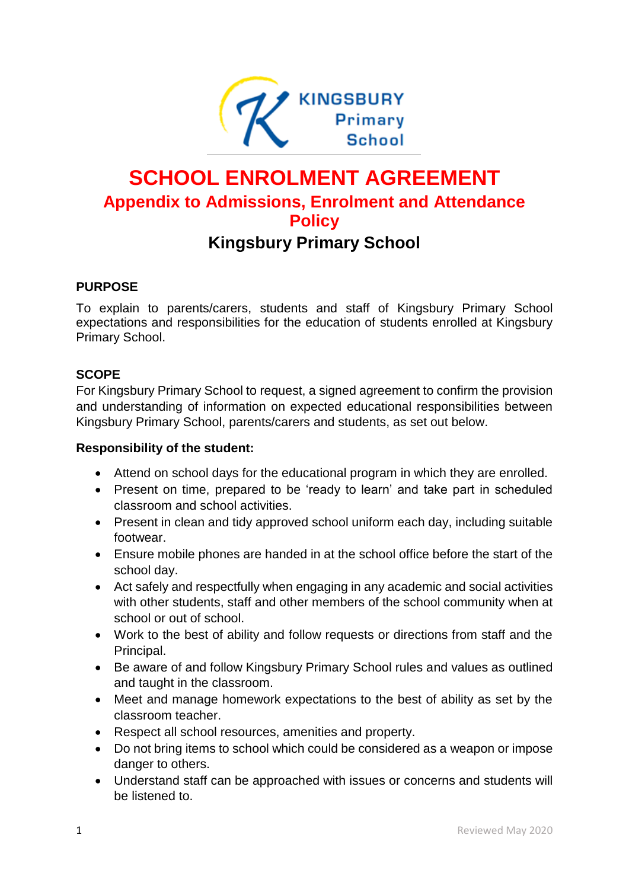KINGSBURY Primary School

# SCHOOL ENROLMENT AGREEMENT

## Appendix to Admissions, Enrolment and Attendance Policy

## Kingsbury Primary School

### PURPOSE

To explain to parents/carers, students and staff of Kingsbury Primary School expectations and responsibilities for the education of students enrolled at Kingsbury Primary School.

### SCOPE

For Kingsbury Primary School to request, a signed agreement to confirm the provision and understanding of information on expected educational responsibilities between Kingsbury Primary School, parents/carers and students, as set out below.

**Responsibility of the student:**

- Attend on school days for the educational program in which they are enrolled.
- Present on time, prepared to be 'ready to learn' and take part in scheduled classroom and school activities.
- Present in clean and tidy approved school uniform each day, including suitable footwear.
- Ensure mobile phones are handed in at the school office before the start of the school day.
- Act safely and respectfully when engaging in any academic and social activities with other students, staff and other members of the school community when at school or out of school.
- Work to the best of ability and follow requests or directions from staff and the Principal.
- Be aware of and follow Kingsbury Primary School rules and values as outlined and taught in the classroom.
- Meet and manage homework expectations to the best of ability as set by the classroom teacher.
- Respect all school resources, amenities and property.
- Do not bring items to school which could be considered as a weapon or impose danger to others.
- Understand staff can be approached with issues or concerns and students will be listened to.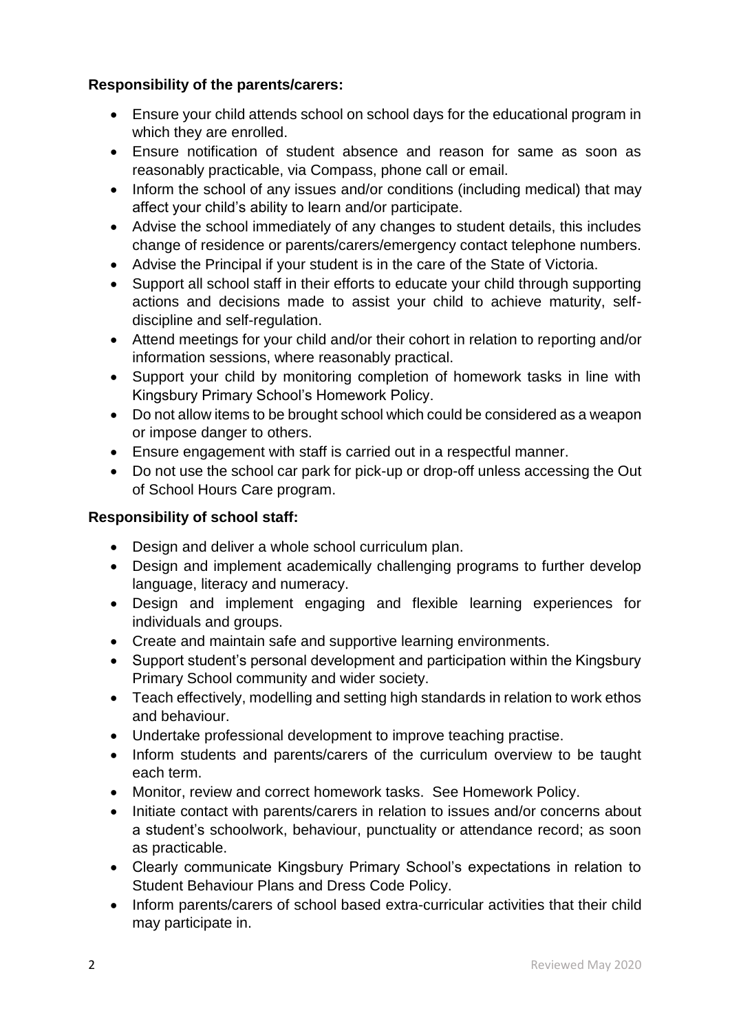**Responsibility of the parents/carers:**

- Ensure your child attends school on school days for the educational program in which they are enrolled.
- Ensure notification of student absence and reason for same as soon as reasonably practicable, via Compass, phone call or email.
- Inform the school of any issues and/or conditions (including medical) that may affect your child's ability to learn and/or participate.
- Advise the school immediately of any changes to student details, this includes change of residence or parents/carers/emergency contact telephone numbers.
- Advise the Principal if your student is in the care of the State of Victoria.
- Support all school staff in their efforts to educate your child through supporting actions and decisions made to assist your child to achieve maturity, self-discipline and self-regulation.
- Attend meetings for your child and/or their cohort in relation to reporting and/or information sessions, where reasonably practical.
- Support your child by monitoring completion of homework tasks in line with Kingsbury Primary School's Homework Policy.
- Do not allow items to be brought school which could be considered as a weapon or impose danger to others.
- Ensure engagement with staff is carried out in a respectful manner.
- Do not use the school car park for pick-up or drop-off unless accessing the Out of School Hours Care program.

**Responsibility of school staff:**

- Design and deliver a whole school curriculum plan.
- Design and implement academically challenging programs to further develop language, literacy and numeracy.
- Design and implement engaging and flexible learning experiences for individuals and groups.
- Create and maintain safe and supportive learning environments.
- Support student's personal development and participation within the Kingsbury Primary School community and wider society.
- Teach effectively, modelling and setting high standards in relation to work ethos and behaviour.
- Undertake professional development to improve teaching practise.
- Inform students and parents/carers of the curriculum overview to be taught each term.
- Monitor, review and correct homework tasks. See Homework Policy.
- Initiate contact with parents/carers in relation to issues and/or concerns about a student's schoolwork, behaviour, punctuality or attendance record; as soon as practicable.
- Clearly communicate Kingsbury Primary School's expectations in relation to Student Behaviour Plans and Dress Code Policy.
- Inform parents/carers of school based extra-curricular activities that their child may participate in.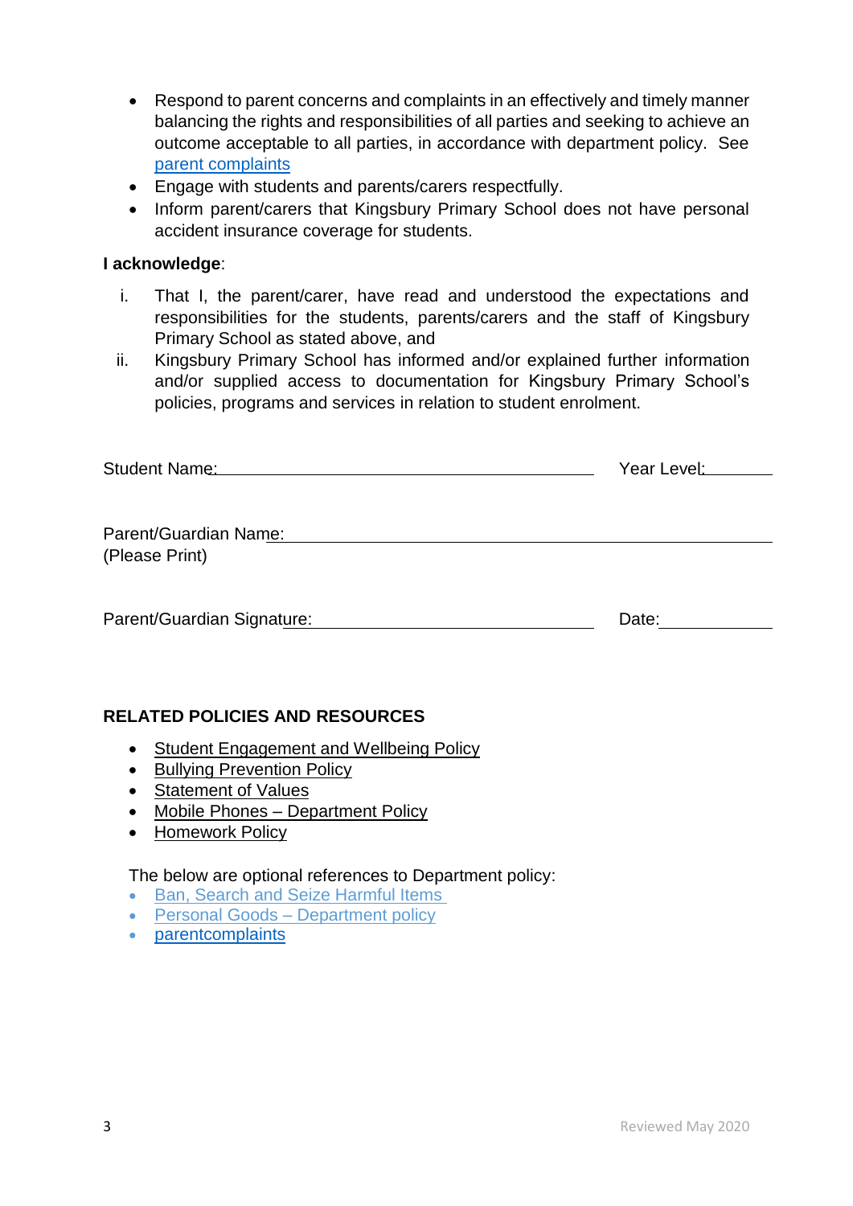- Respond to parent concerns and complaints in an effectively and timely manner balancing the rights and responsibilities of all parties and seeking to achieve an outcome acceptable to all parties, in accordance with department policy. See parent complaints
- Engage with students and parents/carers respectfully.
- Inform parent/carers that Kingsbury Primary School does not have personal accident insurance coverage for students.

**I acknowledge**:

i. That I, the parent/carer, have read and understood the expectations and responsibilities for the students, parents/carers and the staff of Kingsbury Primary School as stated above, and

ii. Kingsbury Primary School has informed and/or explained further information and/or supplied access to documentation for Kingsbury Primary School's policies, programs and services in relation to student enrolment.

Student Name: \_\_\_\_\_\_\_\_\_\_\_\_\_\_\_\_\_\_\_\_\_\_\_\_\_\_\_\_\_\_\_\_\_\_\_\_ Year Level: \_\_\_\_\_\_\_\_

Parent/Guardian Name: \_\_\_\_\_\_\_\_\_\_\_\_\_\_\_\_\_\_\_\_\_\_\_\_\_\_\_\_\_\_\_\_\_\_\_\_\_\_\_\_\_\_\_\_
(Please Print)

Parent/Guardian Signature: \_\_\_\_\_\_\_\_\_\_\_\_\_\_\_\_\_\_\_\_\_\_\_\_\_\_ Date: \_\_\_\_\_\_\_\_\_\_\_\_

## RELATED POLICIES AND RESOURCES

- Student Engagement and Wellbeing Policy
- Bullying Prevention Policy
- Statement of Values
- Mobile Phones – Department Policy
- Homework Policy

The below are optional references to Department policy:

- Ban, Search and Seize Harmful Items
- Personal Goods – Department policy
- parentcomplaints